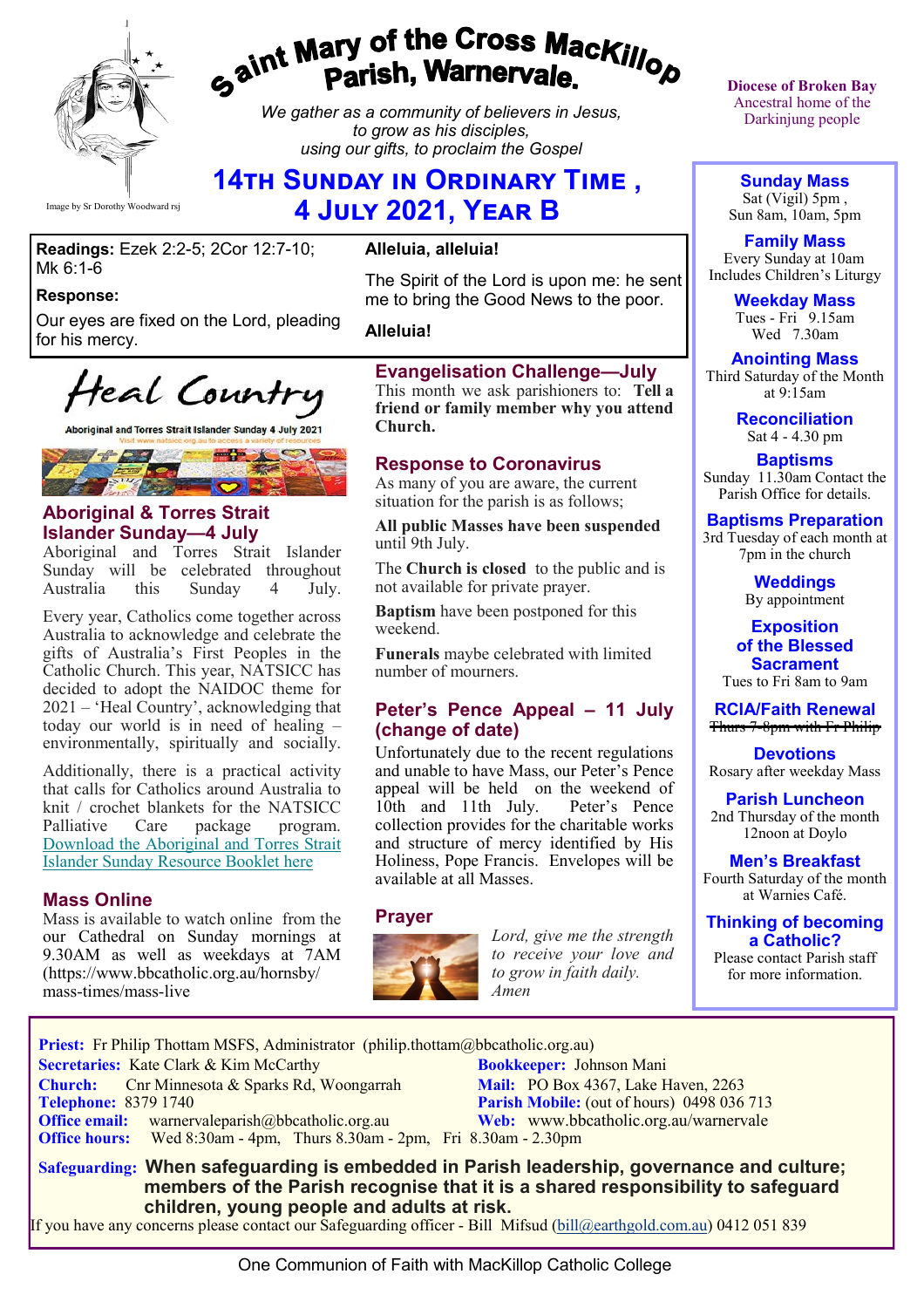# Saint Mary of the Cross MacKillop Parish, Warnervale.

*We gather as a community of believers in Jesus, to grow as his disciples, using our gifts, to proclaim the Gospel*

Image by Sr Dorothy Woodward rsj

Diocese of Broken Bay
Ancestral home of the Darkinjung people

## 14th Sunday in Ordinary Time , 4 July 2021, Year B

**Readings:** Ezek 2:2-5; 2Cor 12:7-10; Mk 6:1-6

**Response:**

Our eyes are fixed on the Lord, pleading for his mercy.

**Alleluia, alleluia!**

The Spirit of the Lord is upon me: he sent me to bring the Good News to the poor.

**Alleluia!**

Heal Country

Aboriginal and Torres Strait Islander Sunday 4 July 2021

Visit www.natsicc.org.au to access a variety of resources

### Aboriginal & Torres Strait Islander Sunday—4 July

Aboriginal and Torres Strait Islander Sunday will be celebrated throughout Australia this Sunday 4 July.

Every year, Catholics come together across Australia to acknowledge and celebrate the gifts of Australia's First Peoples in the Catholic Church. This year, NATSICC has decided to adopt the NAIDOC theme for 2021 – 'Heal Country', acknowledging that today our world is in need of healing – environmentally, spiritually and socially.

Additionally, there is a practical activity that calls for Catholics around Australia to knit / crochet blankets for the NATSICC Palliative Care package program. Download the Aboriginal and Torres Strait Islander Sunday Resource Booklet here

### Mass Online

Mass is available to watch online from the our Cathedral on Sunday mornings at 9.30AM as well as weekdays at 7AM (https://www.bbcatholic.org.au/hornsby/mass-times/mass-live

### Evangelisation Challenge—July

This month we ask parishioners to: **Tell a friend or family member why you attend Church.**

### Response to Coronavirus

As many of you are aware, the current situation for the parish is as follows;

**All public Masses have been suspended** until 9th July.

The **Church is closed** to the public and is not available for private prayer.

**Baptism** have been postponed for this weekend.

**Funerals** maybe celebrated with limited number of mourners.

### Peter's Pence Appeal – 11 July (change of date)

Unfortunately due to the recent regulations and unable to have Mass, our Peter's Pence appeal will be held on the weekend of 10th and 11th July. Peter's Pence collection provides for the charitable works and structure of mercy identified by His Holiness, Pope Francis. Envelopes will be available at all Masses.

### Prayer

*Lord, give me the strength to receive your love and to grow in faith daily. Amen*

**Sunday Mass**
Sat (Vigil) 5pm ,
Sun 8am, 10am, 5pm

**Family Mass**
Every Sunday at 10am
Includes Children's Liturgy

**Weekday Mass**
Tues - Fri 9.15am
Wed 7.30am

**Anointing Mass**
Third Saturday of the Month at 9:15am

**Reconciliation**
Sat 4 - 4.30 pm

**Baptisms**
Sunday 11.30am Contact the Parish Office for details.

**Baptisms Preparation**
3rd Tuesday of each month at 7pm in the church

**Weddings**
By appointment

**Exposition of the Blessed Sacrament**
Tues to Fri 8am to 9am

**RCIA/Faith Renewal**
~~Thurs 7-8pm with Fr Philip~~

**Devotions**
Rosary after weekday Mass

**Parish Luncheon**
2nd Thursday of the month 12noon at Doylo

**Men's Breakfast**
Fourth Saturday of the month at Warnies Café.

**Thinking of becoming a Catholic?**
Please contact Parish staff for more information.

**Priest:** Fr Philip Thottam MSFS, Administrator (philip.thottam@bbcatholic.org.au)
**Secretaries:** Kate Clark & Kim McCarthy
**Bookkeeper:** Johnson Mani
**Church:** Cnr Minnesota & Sparks Rd, Woongarrah
**Mail:** PO Box 4367, Lake Haven, 2263
**Telephone:** 8379 1740
**Parish Mobile:** (out of hours) 0498 036 713
**Office email:** warnervaleparish@bbcatholic.org.au
**Web:** www.bbcatholic.org.au/warnervale
**Office hours:** Wed 8:30am - 4pm, Thurs 8.30am - 2pm, Fri 8.30am - 2.30pm

**Safeguarding: When safeguarding is embedded in Parish leadership, governance and culture; members of the Parish recognise that it is a shared responsibility to safeguard children, young people and adults at risk.**

If you have any concerns please contact our Safeguarding officer - Bill Mifsud (bill@earthgold.com.au) 0412 051 839

One Communion of Faith with MacKillop Catholic College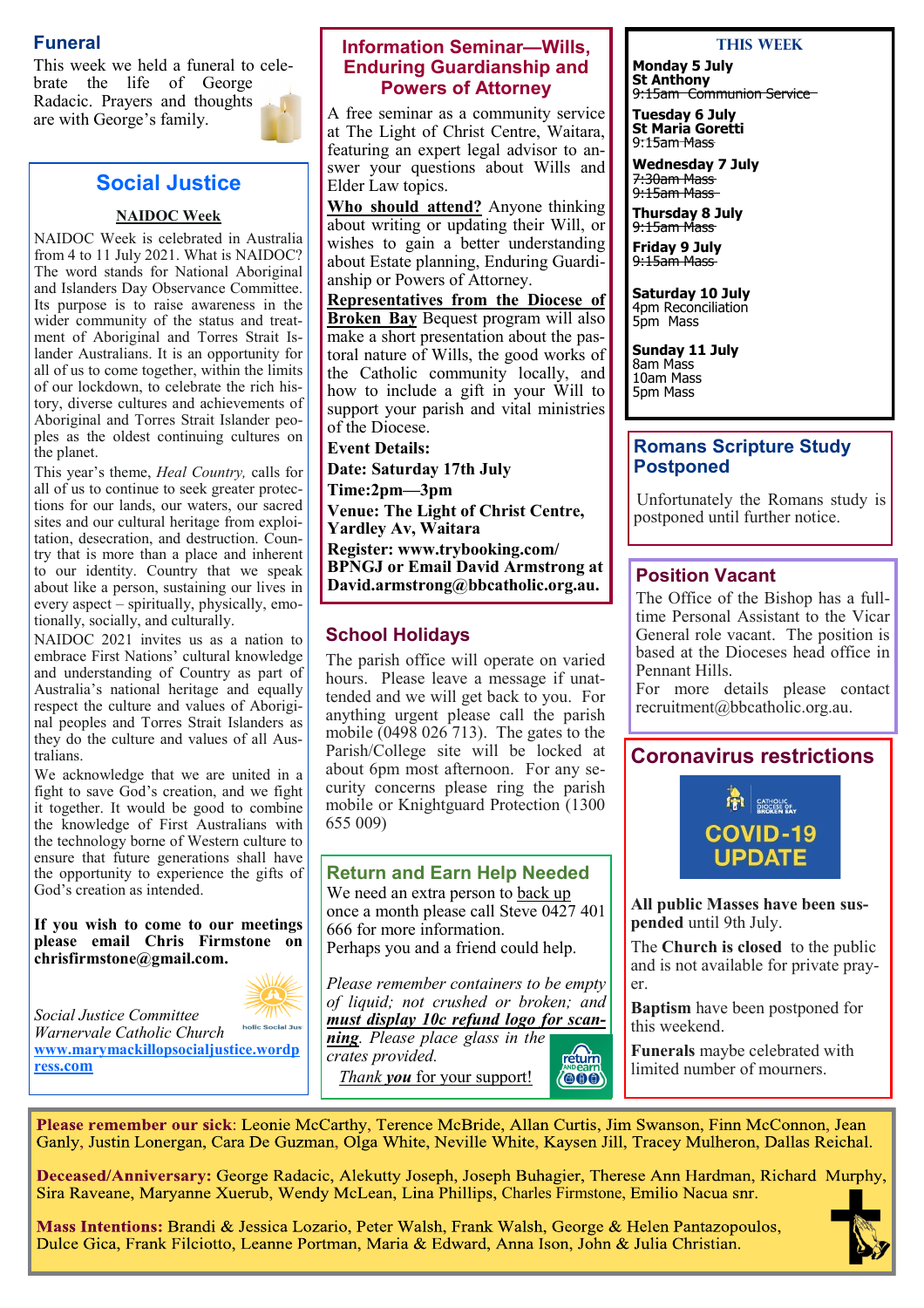## Funeral

This week we held a funeral to celebrate the life of George Radacic. Prayers and thoughts are with George's family.

## Social Justice

**NAIDOC Week**

NAIDOC Week is celebrated in Australia from 4 to 11 July 2021. What is NAIDOC? The word stands for National Aboriginal and Islanders Day Observance Committee. Its purpose is to raise awareness in the wider community of the status and treatment of Aboriginal and Torres Strait Islander Australians. It is an opportunity for all of us to come together, within the limits of our lockdown, to celebrate the rich history, diverse cultures and achievements of Aboriginal and Torres Strait Islander peoples as the oldest continuing cultures on the planet.

This year's theme, *Heal Country,* calls for all of us to continue to seek greater protections for our lands, our waters, our sacred sites and our cultural heritage from exploitation, desecration, and destruction. Country that is more than a place and inherent to our identity. Country that we speak about like a person, sustaining our lives in every aspect – spiritually, physically, emotionally, socially, and culturally.

NAIDOC 2021 invites us as a nation to embrace First Nations' cultural knowledge and understanding of Country as part of Australia's national heritage and equally respect the culture and values of Aboriginal peoples and Torres Strait Islanders as they do the culture and values of all Australians.

We acknowledge that we are united in a fight to save God's creation, and we fight it together. It would be good to combine the knowledge of First Australians with the technology borne of Western culture to ensure that future generations shall have the opportunity to experience the gifts of God's creation as intended.

**If you wish to come to our meetings please email Chris Firmstone on chrisfirmstone@gmail.com.**

*Social Justice Committee*
*Warnervale Catholic Church*
www.marymackillopsocialjustice.wordpress.com

## Information Seminar—Wills, Enduring Guardianship and Powers of Attorney

A free seminar as a community service at The Light of Christ Centre, Waitara, featuring an expert legal advisor to answer your questions about Wills and Elder Law topics.

**Who should attend?** Anyone thinking about writing or updating their Will, or wishes to gain a better understanding about Estate planning, Enduring Guardianship or Powers of Attorney.

**Representatives from the Diocese of Broken Bay** Bequest program will also make a short presentation about the pastoral nature of Wills, the good works of the Catholic community locally, and how to include a gift in your Will to support your parish and vital ministries of the Diocese.

**Event Details:**
**Date: Saturday 17th July**
**Time:2pm—3pm**
**Venue: The Light of Christ Centre, Yardley Av, Waitara**
**Register: www.trybooking.com/BPNGJ or Email David Armstrong at David.armstrong@bbcatholic.org.au.**

## School Holidays

The parish office will operate on varied hours. Please leave a message if unattended and we will get back to you. For anything urgent please call the parish mobile (0498 026 713). The gates to the Parish/College site will be locked at about 6pm most afternoon. For any security concerns please ring the parish mobile or Knightguard Protection (1300 655 009)

## Return and Earn Help Needed

We need an extra person to back up once a month please call Steve 0427 401 666 for more information.
Perhaps you and a friend could help.

*Please remember containers to be empty of liquid; not crushed or broken; and **must display 10c refund logo for scanning**. Please place glass in the crates provided.*

*Thank **you** for your support!*

## THIS WEEK

**Monday 5 July**
**St Anthony**
~~9:15am Communion Service~~

**Tuesday 6 July**
**St Maria Goretti**
~~9:15am Mass~~

**Wednesday 7 July**
~~7:30am Mass~~
~~9:15am Mass~~

**Thursday 8 July**
~~9:15am Mass~~

**Friday 9 July**
~~9:15am Mass~~

**Saturday 10 July**
4pm Reconciliation
5pm Mass

**Sunday 11 July**
8am Mass
10am Mass
5pm Mass

## Romans Scripture Study Postponed

Unfortunately the Romans study is postponed until further notice.

## Position Vacant

The Office of the Bishop has a full-time Personal Assistant to the Vicar General role vacant. The position is based at the Dioceses head office in Pennant Hills.
For more details please contact recruitment@bbcatholic.org.au.

## Coronavirus restrictions

COVID-19 UPDATE

**All public Masses have been suspended** until 9th July.

The **Church is closed** to the public and is not available for private prayer.

**Baptism** have been postponed for this weekend.

**Funerals** maybe celebrated with limited number of mourners.

---

**Please remember our sick**: Leonie McCarthy, Terence McBride, Allan Curtis, Jim Swanson, Finn McConnon, Jean Ganly, Justin Lonergan, Cara De Guzman, Olga White, Neville White, Kaysen Jill, Tracey Mulheron, Dallas Reichal.

**Deceased/Anniversary:** George Radacic, Alekutty Joseph, Joseph Buhagier, Therese Ann Hardman, Richard Murphy, Sira Raveane, Maryanne Xuerub, Wendy McLean, Lina Phillips, Charles Firmstone, Emilio Nacua snr.

**Mass Intentions:** Brandi & Jessica Lozario, Peter Walsh, Frank Walsh, George & Helen Pantazopoulos, Dulce Gica, Frank Filciotto, Leanne Portman, Maria & Edward, Anna Ison, John & Julia Christian.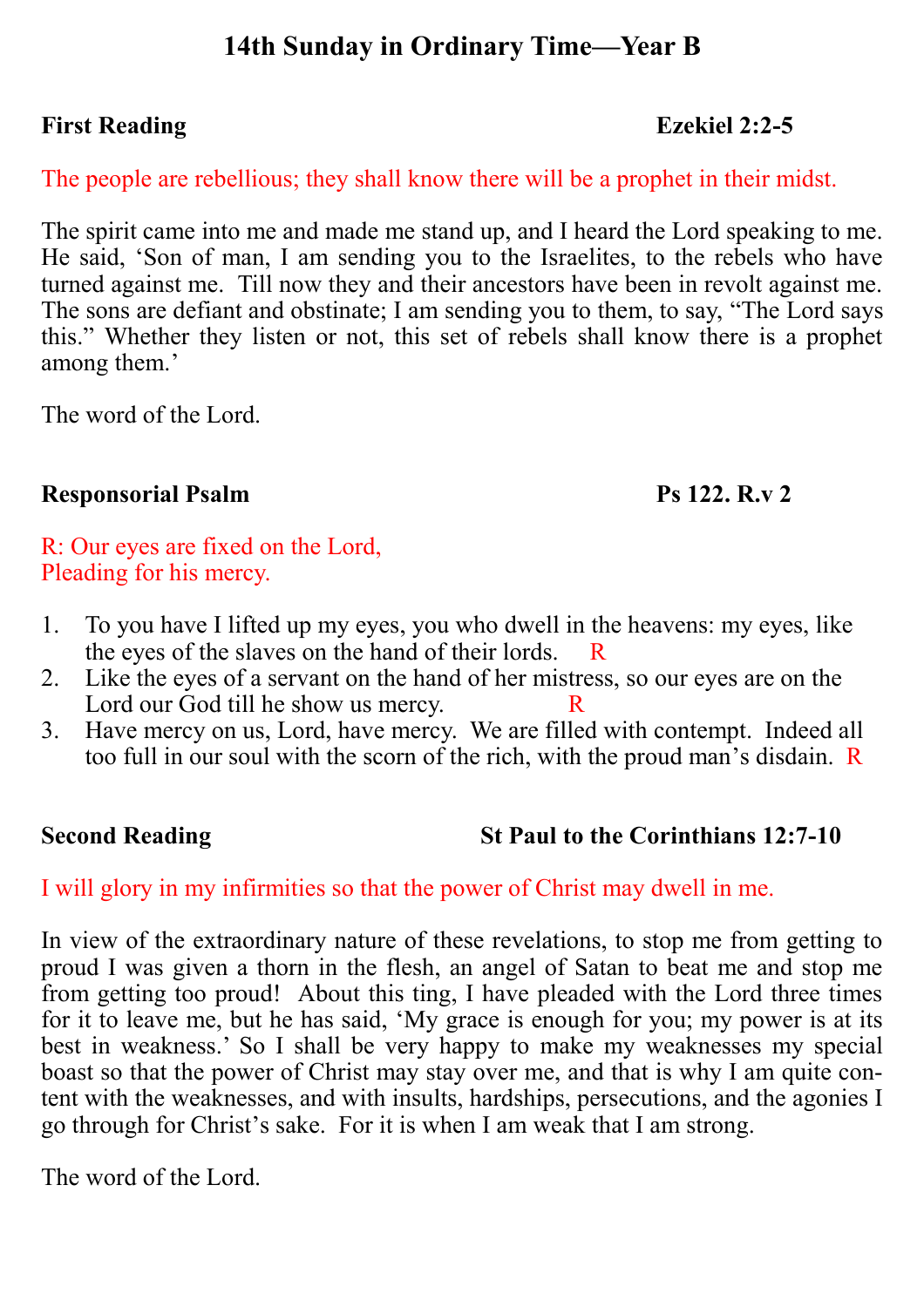# 14th Sunday in Ordinary Time—Year B

**First Reading** **Ezekiel 2:2-5**

The people are rebellious; they shall know there will be a prophet in their midst.

The spirit came into me and made me stand up, and I heard the Lord speaking to me. He said, 'Son of man, I am sending you to the Israelites, to the rebels who have turned against me. Till now they and their ancestors have been in revolt against me. The sons are defiant and obstinate; I am sending you to them, to say, "The Lord says this." Whether they listen or not, this set of rebels shall know there is a prophet among them.'

The word of the Lord.

**Responsorial Psalm** **Ps 122. R.v 2**

R: Our eyes are fixed on the Lord,
Pleading for his mercy.

1. To you have I lifted up my eyes, you who dwell in the heavens: my eyes, like the eyes of the slaves on the hand of their lords. R
2. Like the eyes of a servant on the hand of her mistress, so our eyes are on the Lord our God till he show us mercy. R
3. Have mercy on us, Lord, have mercy. We are filled with contempt. Indeed all too full in our soul with the scorn of the rich, with the proud man's disdain. R

**Second Reading** **St Paul to the Corinthians 12:7-10**

I will glory in my infirmities so that the power of Christ may dwell in me.

In view of the extraordinary nature of these revelations, to stop me from getting to proud I was given a thorn in the flesh, an angel of Satan to beat me and stop me from getting too proud! About this ting, I have pleaded with the Lord three times for it to leave me, but he has said, 'My grace is enough for you; my power is at its best in weakness.' So I shall be very happy to make my weaknesses my special boast so that the power of Christ may stay over me, and that is why I am quite content with the weaknesses, and with insults, hardships, persecutions, and the agonies I go through for Christ's sake. For it is when I am weak that I am strong.

The word of the Lord.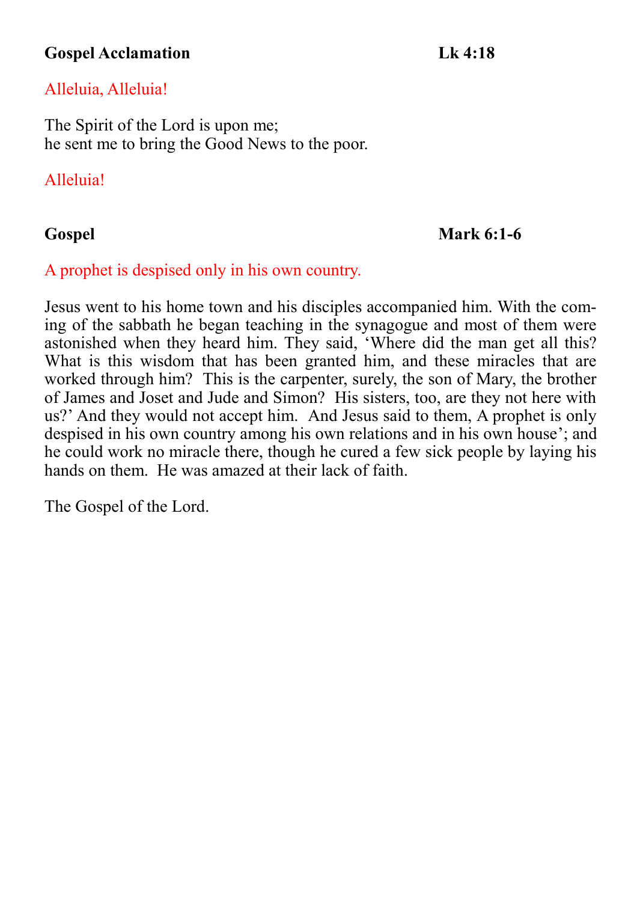**Gospel Acclamation** **Lk 4:18**

Alleluia, Alleluia!

The Spirit of the Lord is upon me;
he sent me to bring the Good News to the poor.

Alleluia!

**Gospel** **Mark 6:1-6**

A prophet is despised only in his own country.

Jesus went to his home town and his disciples accompanied him. With the coming of the sabbath he began teaching in the synagogue and most of them were astonished when they heard him. They said, 'Where did the man get all this? What is this wisdom that has been granted him, and these miracles that are worked through him? This is the carpenter, surely, the son of Mary, the brother of James and Joset and Jude and Simon? His sisters, too, are they not here with us?' And they would not accept him. And Jesus said to them, A prophet is only despised in his own country among his own relations and in his own house'; and he could work no miracle there, though he cured a few sick people by laying his hands on them. He was amazed at their lack of faith.

The Gospel of the Lord.